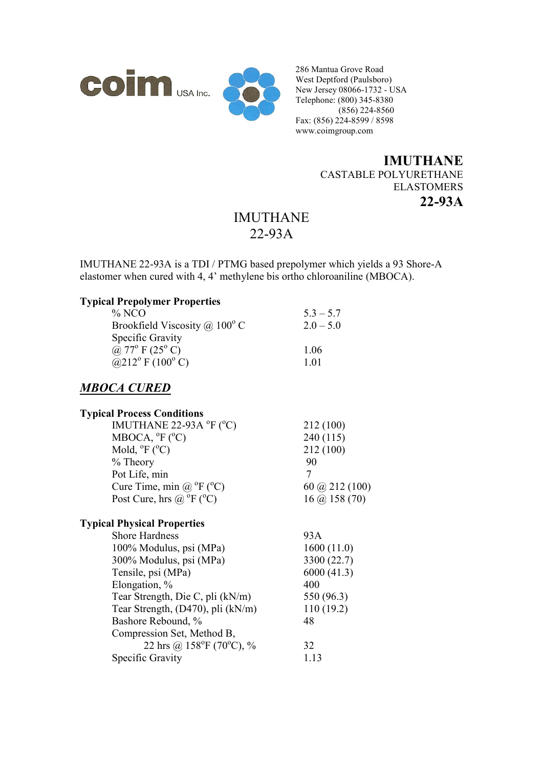coim USA Inc.

286 Mantua Grove Road
West Deptford (Paulsboro)
New Jersey 08066-1732 - USA
Telephone: (800) 345-8380
(856) 224-8560
Fax: (856) 224-8599 / 8598
www.coimgroup.com

**IMUTHANE**
CASTABLE POLYURETHANE ELASTOMERS
**22-93A**

# IMUTHANE 22-93A

IMUTHANE 22-93A is a TDI / PTMG based prepolymer which yields a 93 Shore-A elastomer when cured with 4, 4' methylene bis ortho chloroaniline (MBOCA).

**Typical Prepolymer Properties**

| | |
|---|---|
| % NCO | 5.3 – 5.7 |
| Brookfield Viscosity @ 100° C | 2.0 – 5.0 |
| Specific Gravity | |
| @ 77° F (25° C) | 1.06 |
| @212° F (100° C) | 1.01 |

## ***MBOCA CURED***

**Typical Process Conditions**

| | |
|---|---|
| IMUTHANE 22-93A °F (°C) | 212 (100) |
| MBOCA, °F (°C) | 240 (115) |
| Mold, °F (°C) | 212 (100) |
| % Theory | 90 |
| Pot Life, min | 7 |
| Cure Time, min @ °F (°C) | 60 @ 212 (100) |
| Post Cure, hrs @ °F (°C) | 16 @ 158 (70) |

**Typical Physical Properties**

| | |
|---|---|
| Shore Hardness | 93A |
| 100% Modulus, psi (MPa) | 1600 (11.0) |
| 300% Modulus, psi (MPa) | 3300 (22.7) |
| Tensile, psi (MPa) | 6000 (41.3) |
| Elongation, % | 400 |
| Tear Strength, Die C, pli (kN/m) | 550 (96.3) |
| Tear Strength, (D470), pli (kN/m) | 110 (19.2) |
| Bashore Rebound, % | 48 |
| Compression Set, Method B, 22 hrs @ 158°F (70°C), % | 32 |
| Specific Gravity | 1.13 |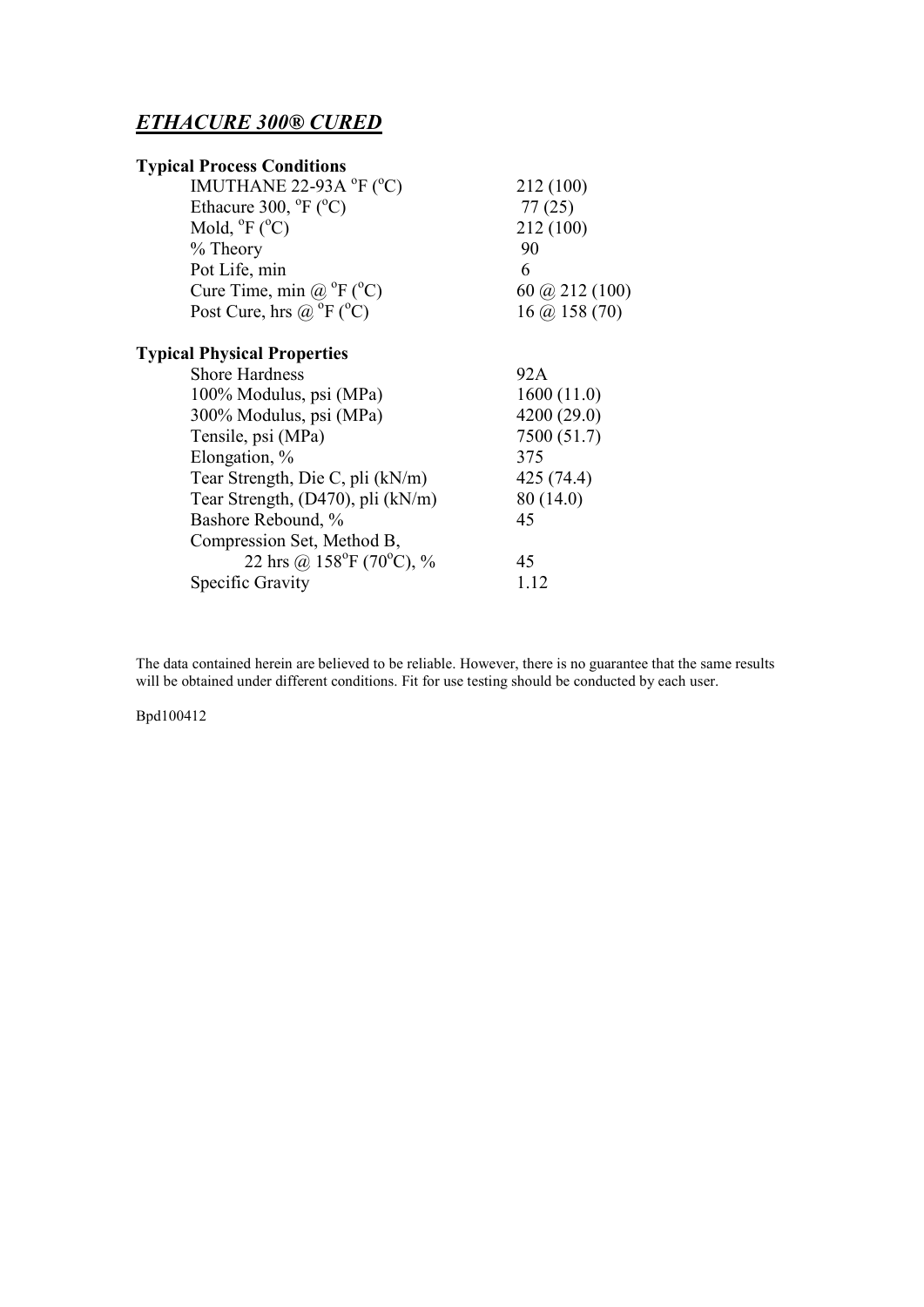## ***ETHACURE 300® CURED***

**Typical Process Conditions**

| | |
|---|---|
| IMUTHANE 22-93A °F (°C) | 212 (100) |
| Ethacure 300, °F (°C) | 77 (25) |
| Mold, °F (°C) | 212 (100) |
| % Theory | 90 |
| Pot Life, min | 6 |
| Cure Time, min @ °F (°C) | 60 @ 212 (100) |
| Post Cure, hrs @ °F (°C) | 16 @ 158 (70) |

**Typical Physical Properties**

| | |
|---|---|
| Shore Hardness | 92A |
| 100% Modulus, psi (MPa) | 1600 (11.0) |
| 300% Modulus, psi (MPa) | 4200 (29.0) |
| Tensile, psi (MPa) | 7500 (51.7) |
| Elongation, % | 375 |
| Tear Strength, Die C, pli (kN/m) | 425 (74.4) |
| Tear Strength, (D470), pli (kN/m) | 80 (14.0) |
| Bashore Rebound, % | 45 |
| Compression Set, Method B, 22 hrs @ 158°F (70°C), % | 45 |
| Specific Gravity | 1.12 |

The data contained herein are believed to be reliable. However, there is no guarantee that the same results will be obtained under different conditions. Fit for use testing should be conducted by each user.

Bpd100412